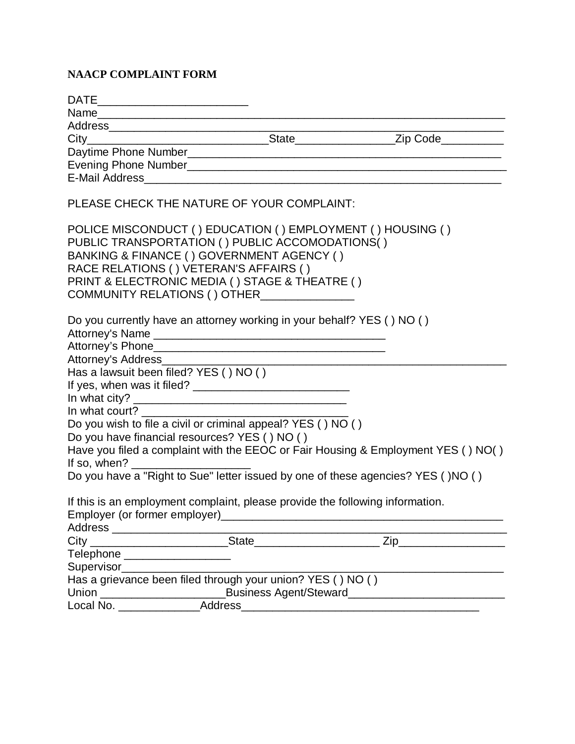**NAACP COMPLAINT FORM**

DATE_______________________
Name_______________________________________________________________
Address_____________________________________________________________
City____________________________State_______________Zip Code__________
Daytime Phone Number__________________________________________________
Evening Phone Number___________________________________________________
E-Mail Address_________________________________________________________

PLEASE CHECK THE NATURE OF YOUR COMPLAINT:

POLICE MISCONDUCT ( ) EDUCATION ( ) EMPLOYMENT ( ) HOUSING ( )
PUBLIC TRANSPORTATION ( ) PUBLIC ACCOMODATIONS( )
BANKING & FINANCE ( ) GOVERNMENT AGENCY ( )
RACE RELATIONS ( ) VETERAN'S AFFAIRS ( )
PRINT & ELECTRONIC MEDIA ( ) STAGE & THEATRE ( )
COMMUNITY RELATIONS ( ) OTHER_______________

Do you currently have an attorney working in your behalf? YES ( ) NO ( )
Attorney's Name ____________________________________
Attorney's Phone____________________________________
Attorney's Address____________________________________________________
Has a lawsuit been filed? YES ( ) NO ( )
If yes, when was it filed? _________________________
In what city? _________________________________
In what court? ________________________________
Do you wish to file a civil or criminal appeal? YES ( ) NO ( )
Do you have financial resources? YES ( ) NO ( )
Have you filed a complaint with the EEOC or Fair Housing & Employment YES ( ) NO( )
If so, when? __________________
Do you have a "Right to Sue" letter issued by one of these agencies? YES ( )NO ( )

If this is an employment complaint, please provide the following information.
Employer (or former employer)______________________________________________
Address ______________________________________________________________
City _____________________State___________________ Zip________________
Telephone ________________
Supervisor______________________________________________________________
Has a grievance been filed through your union? YES ( ) NO ( )
Union ___________________Business Agent/Steward_________________________
Local No. _____________Address______________________________________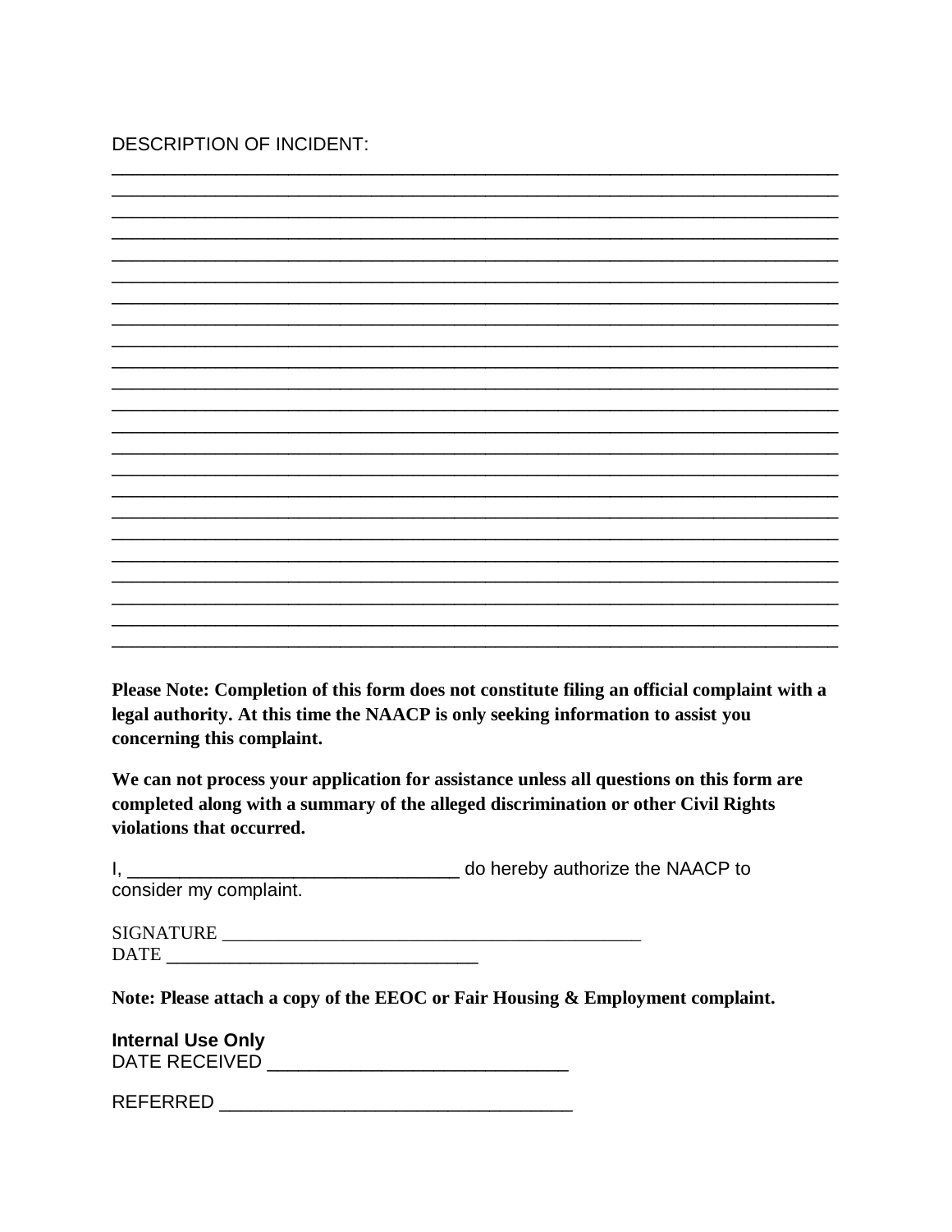DESCRIPTION OF INCIDENT:

_______________________________________________________________________________
_______________________________________________________________________________
_______________________________________________________________________________
_______________________________________________________________________________
_______________________________________________________________________________
_______________________________________________________________________________
_______________________________________________________________________________
_______________________________________________________________________________
_______________________________________________________________________________
_______________________________________________________________________________
_______________________________________________________________________________
_______________________________________________________________________________
_______________________________________________________________________________
_______________________________________________________________________________
_______________________________________________________________________________
_______________________________________________________________________________
_______________________________________________________________________________
_______________________________________________________________________________
_______________________________________________________________________________
_______________________________________________________________________________
_______________________________________________________________________________
_______________________________________________________________________________
_______________________________________________________________________________

**Please Note: Completion of this form does not constitute filing an official complaint with a legal authority. At this time the NAACP is only seeking information to assist you concerning this complaint.**

**We can not process your application for assistance unless all questions on this form are completed along with a summary of the alleged discrimination or other Civil Rights violations that occurred.**

I, _________________________________ do hereby authorize the NAACP to consider my complaint.

SIGNATURE _____________________________________________
DATE ________________________________

**Note: Please attach a copy of the EEOC or Fair Housing & Employment complaint.**

**Internal Use Only**
DATE RECEIVED _____________________________

REFERRED __________________________________